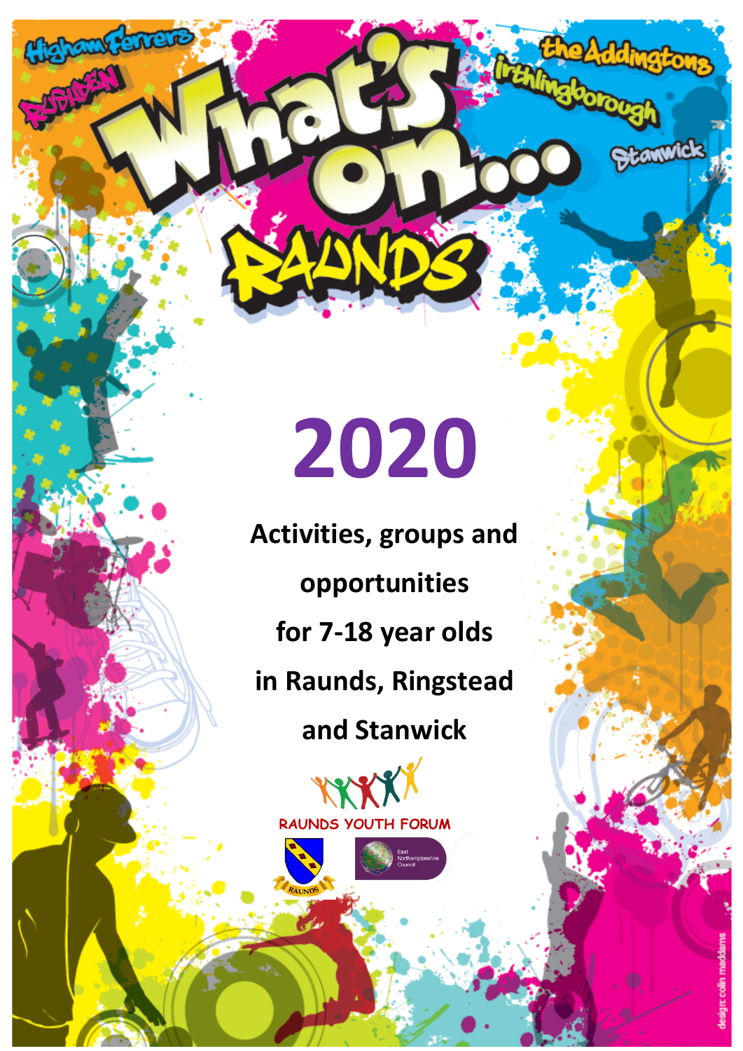Higham Ferrers

Rushden

the Addingtons

Irthlingborough

Stanwick

# What's on... Raunds

# 2020

**Activities, groups and opportunities for 7-18 year olds in Raunds, Ringstead and Stanwick**

RAUNDS YOUTH FORUM

RAUNDS

East Northamptonshire Council

design: colin maddams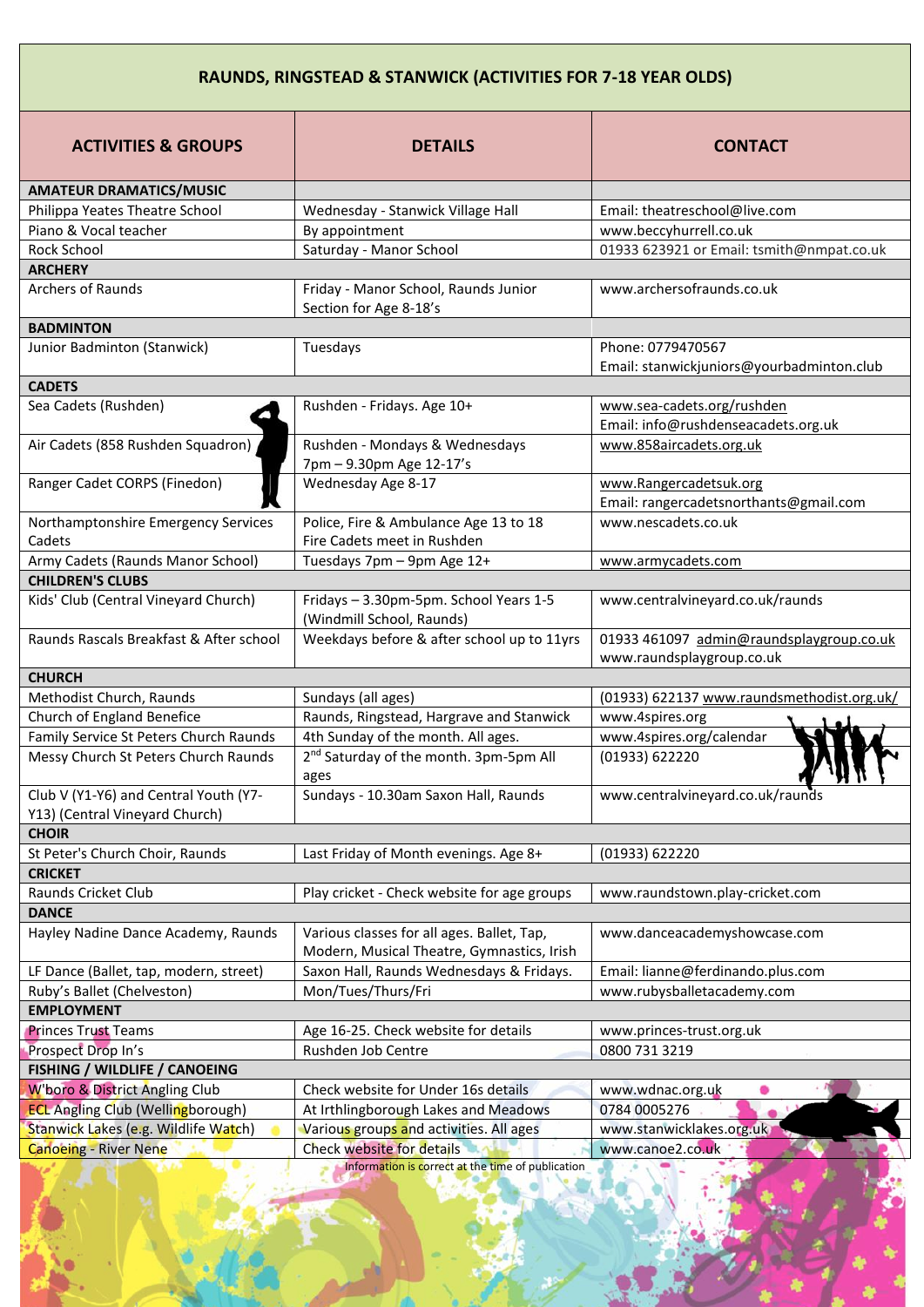| RAUNDS, RINGSTEAD & STANWICK (ACTIVITIES FOR 7-18 YEAR OLDS) | | |
|---|---|---|
| **ACTIVITIES & GROUPS** | **DETAILS** | **CONTACT** |
| **AMATEUR DRAMATICS/MUSIC** | | |
| Philippa Yeates Theatre School | Wednesday - Stanwick Village Hall | Email: theatreschool@live.com |
| Piano & Vocal teacher | By appointment | www.beccyhurrell.co.uk |
| Rock School | Saturday - Manor School | 01933 623921 or Email: tsmith@nmpat.co.uk |
| **ARCHERY** | | |
| Archers of Raunds | Friday - Manor School, Raunds Junior Section for Age 8-18's | www.archersofraunds.co.uk |
| **BADMINTON** | | |
| Junior Badminton (Stanwick) | Tuesdays | Phone: 0779470567 Email: stanwickjuniors@yourbadminton.club |
| **CADETS** | | |
| Sea Cadets (Rushden) | Rushden - Fridays. Age 10+ | www.sea-cadets.org/rushden Email: info@rushdenseacadets.org.uk |
| Air Cadets (858 Rushden Squadron) | Rushden - Mondays & Wednesdays 7pm – 9.30pm Age 12-17's | www.858aircadets.org.uk |
| Ranger Cadet CORPS (Finedon) | Wednesday Age 8-17 | www.Rangercadetsuk.org Email: rangercadetsnorthants@gmail.com |
| Northamptonshire Emergency Services Cadets | Police, Fire & Ambulance Age 13 to 18 Fire Cadets meet in Rushden | www.nescadets.co.uk |
| Army Cadets (Raunds Manor School) | Tuesdays 7pm – 9pm Age 12+ | www.armycadets.com |
| **CHILDREN'S CLUBS** | | |
| Kids' Club (Central Vineyard Church) | Fridays – 3.30pm-5pm. School Years 1-5 (Windmill School, Raunds) | www.centralvineyard.co.uk/raunds |
| Raunds Rascals Breakfast & After school | Weekdays before & after school up to 11yrs | 01933 461097 admin@raundsplaygroup.co.uk www.raundsplaygroup.co.uk |
| **CHURCH** | | |
| Methodist Church, Raunds | Sundays (all ages) | (01933) 622137 www.raundsmethodist.org.uk/ |
| Church of England Benefice | Raunds, Ringstead, Hargrave and Stanwick | www.4spires.org |
| Family Service St Peters Church Raunds | 4th Sunday of the month. All ages. | www.4spires.org/calendar |
| Messy Church St Peters Church Raunds | 2nd Saturday of the month. 3pm-5pm All ages | (01933) 622220 |
| Club V (Y1-Y6) and Central Youth (Y7-Y13) (Central Vineyard Church) | Sundays - 10.30am Saxon Hall, Raunds | www.centralvineyard.co.uk/raunds |
| **CHOIR** | | |
| St Peter's Church Choir, Raunds | Last Friday of Month evenings. Age 8+ | (01933) 622220 |
| **CRICKET** | | |
| Raunds Cricket Club | Play cricket - Check website for age groups | www.raundstown.play-cricket.com |
| **DANCE** | | |
| Hayley Nadine Dance Academy, Raunds | Various classes for all ages. Ballet, Tap, Modern, Musical Theatre, Gymnastics, Irish | www.danceacademyshowcase.com |
| LF Dance (Ballet, tap, modern, street) | Saxon Hall, Raunds Wednesdays & Fridays. | Email: lianne@ferdinando.plus.com |
| Ruby's Ballet (Chelveston) | Mon/Tues/Thurs/Fri | www.rubysballetacademy.com |
| **EMPLOYMENT** | | |
| Princes Trust Teams | Age 16-25. Check website for details | www.princes-trust.org.uk |
| Prospect Drop In's | Rushden Job Centre | 0800 731 3219 |
| **FISHING / WILDLIFE / CANOEING** | | |
| W'boro & District Angling Club | Check website for Under 16s details | www.wdnac.org.uk |
| ECL Angling Club (Wellingborough) | At Irthlingborough Lakes and Meadows | 0784 0005276 |
| Stanwick Lakes (e.g. Wildlife Watch) | Various groups and activities. All ages | www.stanwicklakes.org.uk |
| Canoeing - River Nene | Check website for details | www.canoe2.co.uk |

Information is correct at the time of publication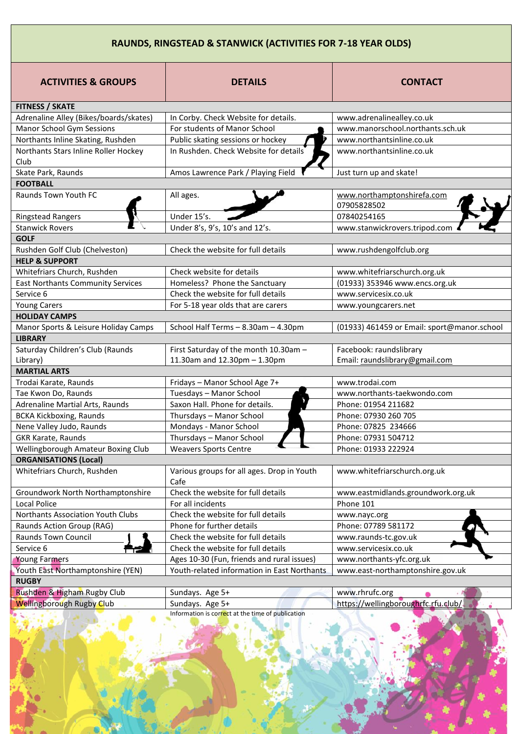# RAUNDS, RINGSTEAD & STANWICK (ACTIVITIES FOR 7-18 YEAR OLDS)

| ACTIVITIES & GROUPS | DETAILS | CONTACT |
|---|---|---|
| **FITNESS / SKATE** | | |
| Adrenaline Alley (Bikes/boards/skates) | In Corby. Check Website for details. | www.adrenalinealley.co.uk |
| Manor School Gym Sessions | For students of Manor School | www.manorschool.northants.sch.uk |
| Northants Inline Skating, Rushden | Public skating sessions or hockey | www.northantsinline.co.uk |
| Northants Stars Inline Roller Hockey Club | In Rushden. Check Website for details | www.northantsinline.co.uk |
| Skate Park, Raunds | Amos Lawrence Park / Playing Field | Just turn up and skate! |
| **FOOTBALL** | | |
| Raunds Town Youth FC | All ages. | www.northamptonshirefa.com 07905828502 |
| Ringstead Rangers | Under 15's. | 07840254165 |
| Stanwick Rovers | Under 8's, 9's, 10's and 12's. | www.stanwickrovers.tripod.com |
| **GOLF** | | |
| Rushden Golf Club (Chelveston) | Check the website for full details | www.rushdengolfclub.org |
| **HELP & SUPPORT** | | |
| Whitefriars Church, Rushden | Check website for details | www.whitefriarschurch.org.uk |
| East Northants Community Services | Homeless? Phone the Sanctuary | (01933) 353946 www.encs.org.uk |
| Service 6 | Check the website for full details | www.servicesix.co.uk |
| Young Carers | For 5-18 year olds that are carers | www.youngcarers.net |
| **HOLIDAY CAMPS** | | |
| Manor Sports & Leisure Holiday Camps | School Half Terms – 8.30am – 4.30pm | (01933) 461459 or Email: sport@manor.school |
| **LIBRARY** | | |
| Saturday Children's Club (Raunds Library) | First Saturday of the month 10.30am – 11.30am and 12.30pm – 1.30pm | Facebook: raundslibrary Email: raundslibrary@gmail.com |
| **MARTIAL ARTS** | | |
| Trodai Karate, Raunds | Fridays – Manor School Age 7+ | www.trodai.com |
| Tae Kwon Do, Raunds | Tuesdays – Manor School | www.northants-taekwondo.com |
| Adrenaline Martial Arts, Raunds | Saxon Hall. Phone for details. | Phone: 01954 211682 |
| BCKA Kickboxing, Raunds | Thursdays – Manor School | Phone: 07930 260 705 |
| Nene Valley Judo, Raunds | Mondays - Manor School | Phone: 07825 234666 |
| GKR Karate, Raunds | Thursdays – Manor School | Phone: 07931 504712 |
| Wellingborough Amateur Boxing Club | Weavers Sports Centre | Phone: 01933 222924 |
| **ORGANISATIONS (Local)** | | |
| Whitefriars Church, Rushden | Various groups for all ages. Drop in Youth Cafe | www.whitefriarschurch.org.uk |
| Groundwork North Northamptonshire | Check the website for full details | www.eastmidlands.groundwork.org.uk |
| Local Police | For all incidents | Phone 101 |
| Northants Association Youth Clubs | Check the website for full details | www.nayc.org |
| Raunds Action Group (RAG) | Phone for further details | Phone: 07789 581172 |
| Raunds Town Council | Check the website for full details | www.raunds-tc.gov.uk |
| Service 6 | Check the website for full details | www.servicesix.co.uk |
| Young Farmers | Ages 10-30 (Fun, friends and rural issues) | www.northants-yfc.org.uk |
| Youth East Northamptonshire (YEN) | Youth-related information in East Northants | www.east-northamptonshire.gov.uk |
| **RUGBY** | | |
| Rushden & Higham Rugby Club | Sundays. Age 5+ | www.rhrufc.org |
| Wellingborough Rugby Club | Sundays. Age 5+ | https://wellingboroughrfc.rfu.club/ |

Information is correct at the time of publication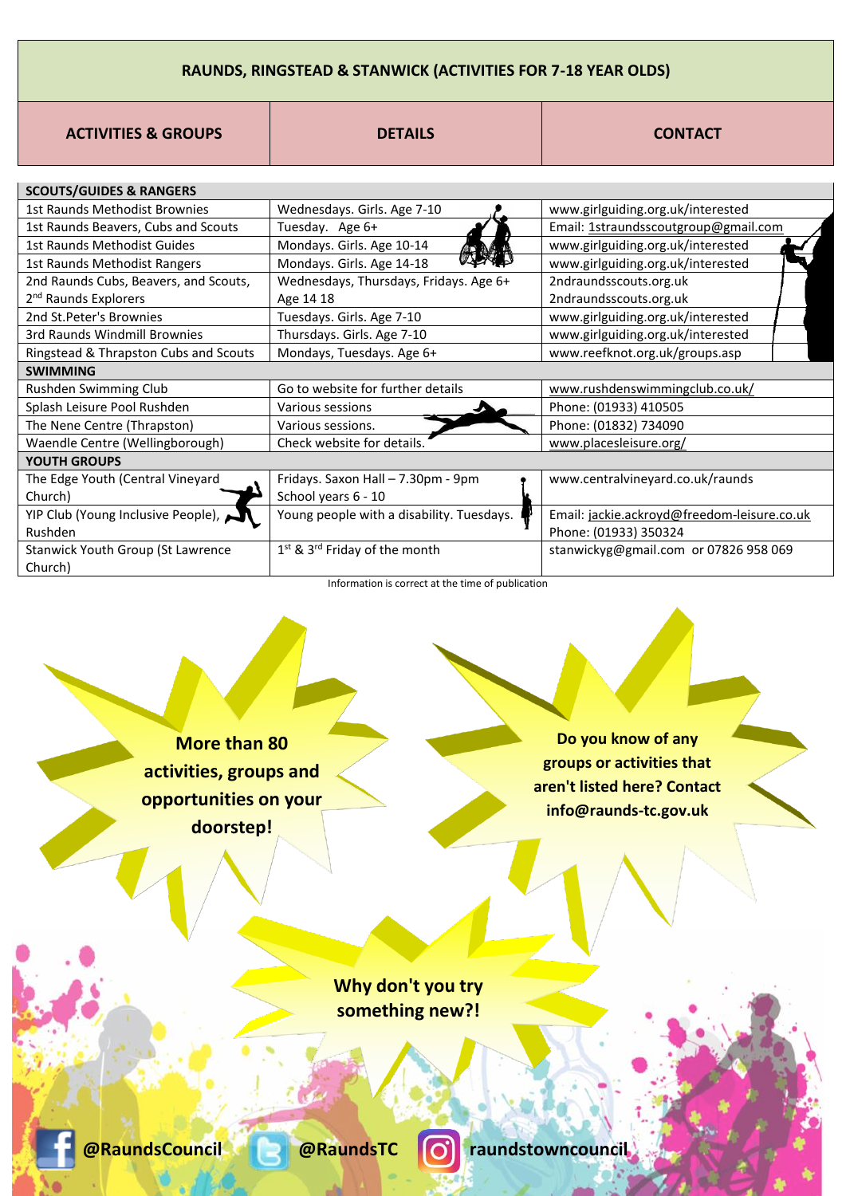| RAUNDS, RINGSTEAD & STANWICK (ACTIVITIES FOR 7-18 YEAR OLDS) | | |
|---|---|---|
| **ACTIVITIES & GROUPS** | **DETAILS** | **CONTACT** |
| **SCOUTS/GUIDES & RANGERS** | | |
| 1st Raunds Methodist Brownies | Wednesdays. Girls. Age 7-10 | www.girlguiding.org.uk/interested |
| 1st Raunds Beavers, Cubs and Scouts | Tuesday. Age 6+ | Email: 1straundsscoutgroup@gmail.com |
| 1st Raunds Methodist Guides | Mondays. Girls. Age 10-14 | www.girlguiding.org.uk/interested |
| 1st Raunds Methodist Rangers | Mondays. Girls. Age 14-18 | www.girlguiding.org.uk/interested |
| 2nd Raunds Cubs, Beavers, and Scouts, 2nd Raunds Explorers | Wednesdays, Thursdays, Fridays. Age 6+ Age 14 18 | 2ndraundsscouts.org.uk 2ndraundsscouts.org.uk |
| 2nd St.Peter's Brownies | Tuesdays. Girls. Age 7-10 | www.girlguiding.org.uk/interested |
| 3rd Raunds Windmill Brownies | Thursdays. Girls. Age 7-10 | www.girlguiding.org.uk/interested |
| Ringstead & Thrapston Cubs and Scouts | Mondays, Tuesdays. Age 6+ | www.reefknot.org.uk/groups.asp |
| **SWIMMING** | | |
| Rushden Swimming Club | Go to website for further details | www.rushdenswimmingclub.co.uk/ |
| Splash Leisure Pool Rushden | Various sessions | Phone: (01933) 410505 |
| The Nene Centre (Thrapston) | Various sessions. | Phone: (01832) 734090 |
| Waendle Centre (Wellingborough) | Check website for details. | www.placesleisure.org/ |
| **YOUTH GROUPS** | | |
| The Edge Youth (Central Vineyard Church) | Fridays. Saxon Hall – 7.30pm - 9pm School years 6 - 10 | www.centralvineyard.co.uk/raunds |
| YIP Club (Young Inclusive People), Rushden | Young people with a disability. Tuesdays. | Email: jackie.ackroyd@freedom-leisure.co.uk Phone: (01933) 350324 |
| Stanwick Youth Group (St Lawrence Church) | 1st & 3rd Friday of the month | stanwickyg@gmail.com or 07826 958 069 |

Information is correct at the time of publication

**More than 80 activities, groups and opportunities on your doorstep!**

**Do you know of any groups or activities that aren't listed here? Contact info@raunds-tc.gov.uk**

**Why don't you try something new?!**

**@RaundsCouncil** **@RaundsTC** **raundstowncouncil**